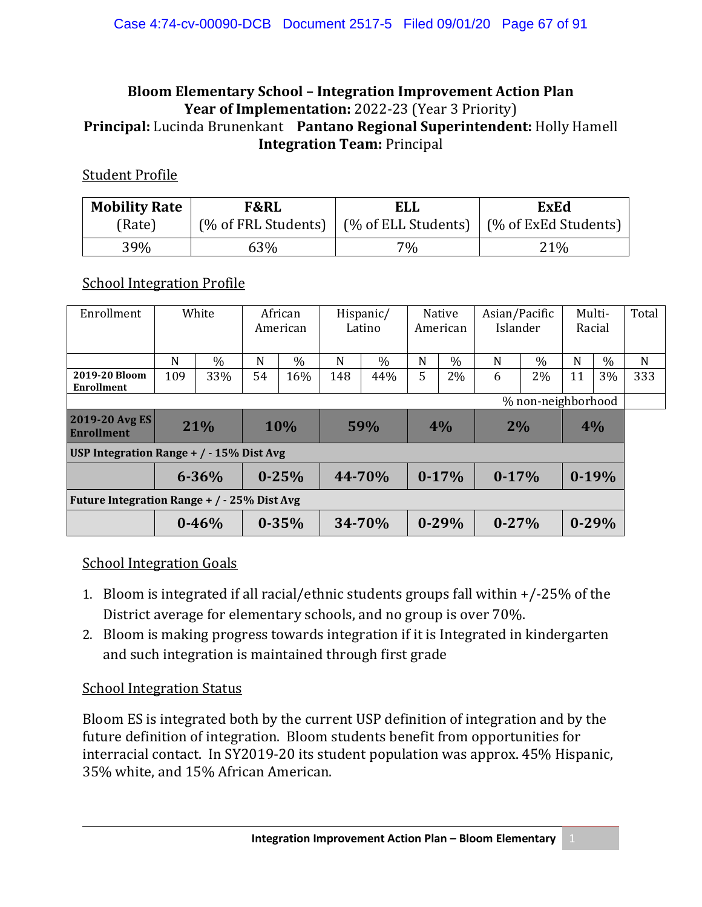**Bloom Elementary School – Integration Improvement Action Plan**
**Year of Implementation:** 2022-23 (Year 3 Priority)
**Principal:** Lucinda Brunenkant **Pantano Regional Superintendent:** Holly Hamell
**Integration Team:** Principal

Student Profile

| Mobility Rate (Rate) | F&RL (% of FRL Students) | ELL (% of ELL Students) | ExEd (% of ExEd Students) |
|---|---|---|---|
| 39% | 63% | 7% | 21% |

School Integration Profile

| Enrollment | White | | African American | | Hispanic/ Latino | | Native American | | Asian/Pacific Islander | | Multi-Racial | | Total |
|---|---|---|---|---|---|---|---|---|---|---|---|---|---|
| | N | % | N | % | N | % | N | % | N | % | N | % | N |
| **2019-20 Bloom Enrollment** | 109 | 33% | 54 | 16% | 148 | 44% | 5 | 2% | 6 | 2% | 11 | 3% | 333 |
| | | | | | | | | | | % non-neighborhood | | | |
| **2019-20 Avg ES Enrollment** | **21%** | | **10%** | | **59%** | | **4%** | | **2%** | | **4%** | | |
| **USP Integration Range + / - 15% Dist Avg** | | | | | | | | | | | | | |
| | **6-36%** | | **0-25%** | | **44-70%** | | **0-17%** | | **0-17%** | | **0-19%** | | |
| **Future Integration Range + / - 25% Dist Avg** | | | | | | | | | | | | | |
| | **0-46%** | | **0-35%** | | **34-70%** | | **0-29%** | | **0-27%** | | **0-29%** | | |

School Integration Goals

1. Bloom is integrated if all racial/ethnic students groups fall within +/-25% of the District average for elementary schools, and no group is over 70%.
2. Bloom is making progress towards integration if it is Integrated in kindergarten and such integration is maintained through first grade

School Integration Status

Bloom ES is integrated both by the current USP definition of integration and by the future definition of integration. Bloom students benefit from opportunities for interracial contact. In SY2019-20 its student population was approx. 45% Hispanic, 35% white, and 15% African American.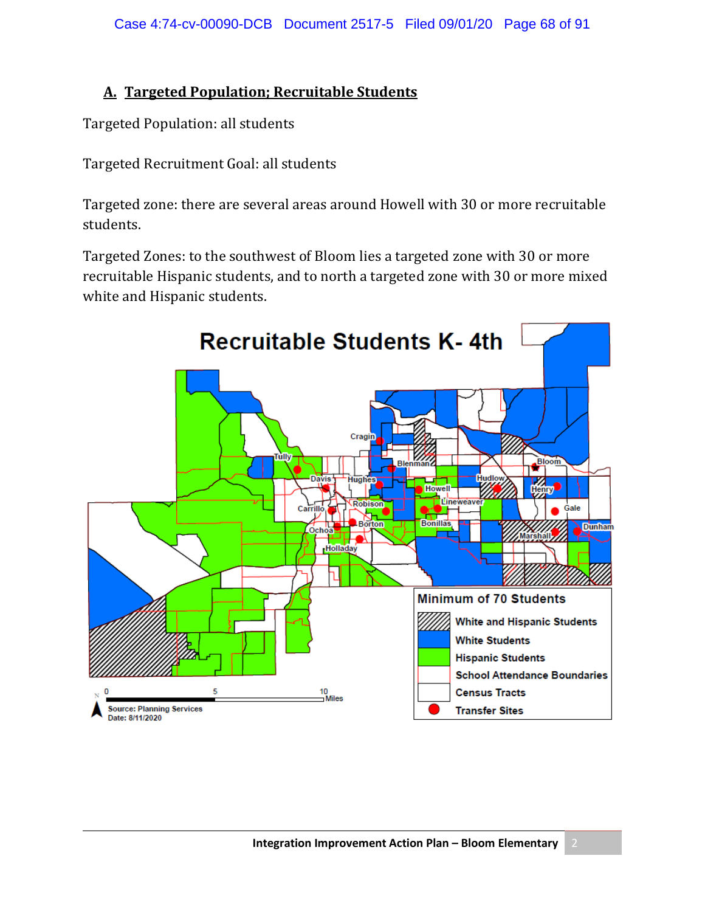## A. Targeted Population; Recruitable Students

Targeted Population: all students

Targeted Recruitment Goal: all students

Targeted zone: there are several areas around Howell with 30 or more recruitable students.

Targeted Zones: to the southwest of Bloom lies a targeted zone with 30 or more recruitable Hispanic students, and to north a targeted zone with 30 or more mixed white and Hispanic students.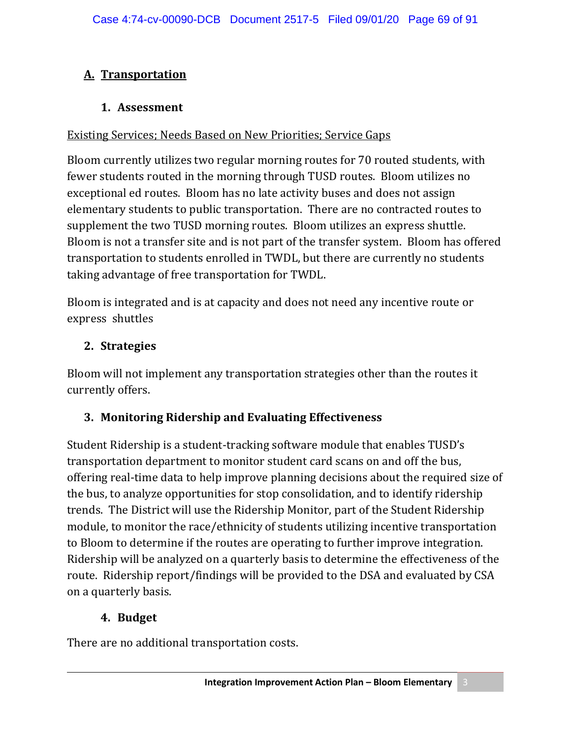## A. Transportation

### 1. Assessment

Existing Services; Needs Based on New Priorities; Service Gaps

Bloom currently utilizes two regular morning routes for 70 routed students, with fewer students routed in the morning through TUSD routes. Bloom utilizes no exceptional ed routes. Bloom has no late activity buses and does not assign elementary students to public transportation. There are no contracted routes to supplement the two TUSD morning routes. Bloom utilizes an express shuttle. Bloom is not a transfer site and is not part of the transfer system. Bloom has offered transportation to students enrolled in TWDL, but there are currently no students taking advantage of free transportation for TWDL.

Bloom is integrated and is at capacity and does not need any incentive route or express shuttles

### 2. Strategies

Bloom will not implement any transportation strategies other than the routes it currently offers.

### 3. Monitoring Ridership and Evaluating Effectiveness

Student Ridership is a student-tracking software module that enables TUSD's transportation department to monitor student card scans on and off the bus, offering real-time data to help improve planning decisions about the required size of the bus, to analyze opportunities for stop consolidation, and to identify ridership trends. The District will use the Ridership Monitor, part of the Student Ridership module, to monitor the race/ethnicity of students utilizing incentive transportation to Bloom to determine if the routes are operating to further improve integration. Ridership will be analyzed on a quarterly basis to determine the effectiveness of the route. Ridership report/findings will be provided to the DSA and evaluated by CSA on a quarterly basis.

### 4. Budget

There are no additional transportation costs.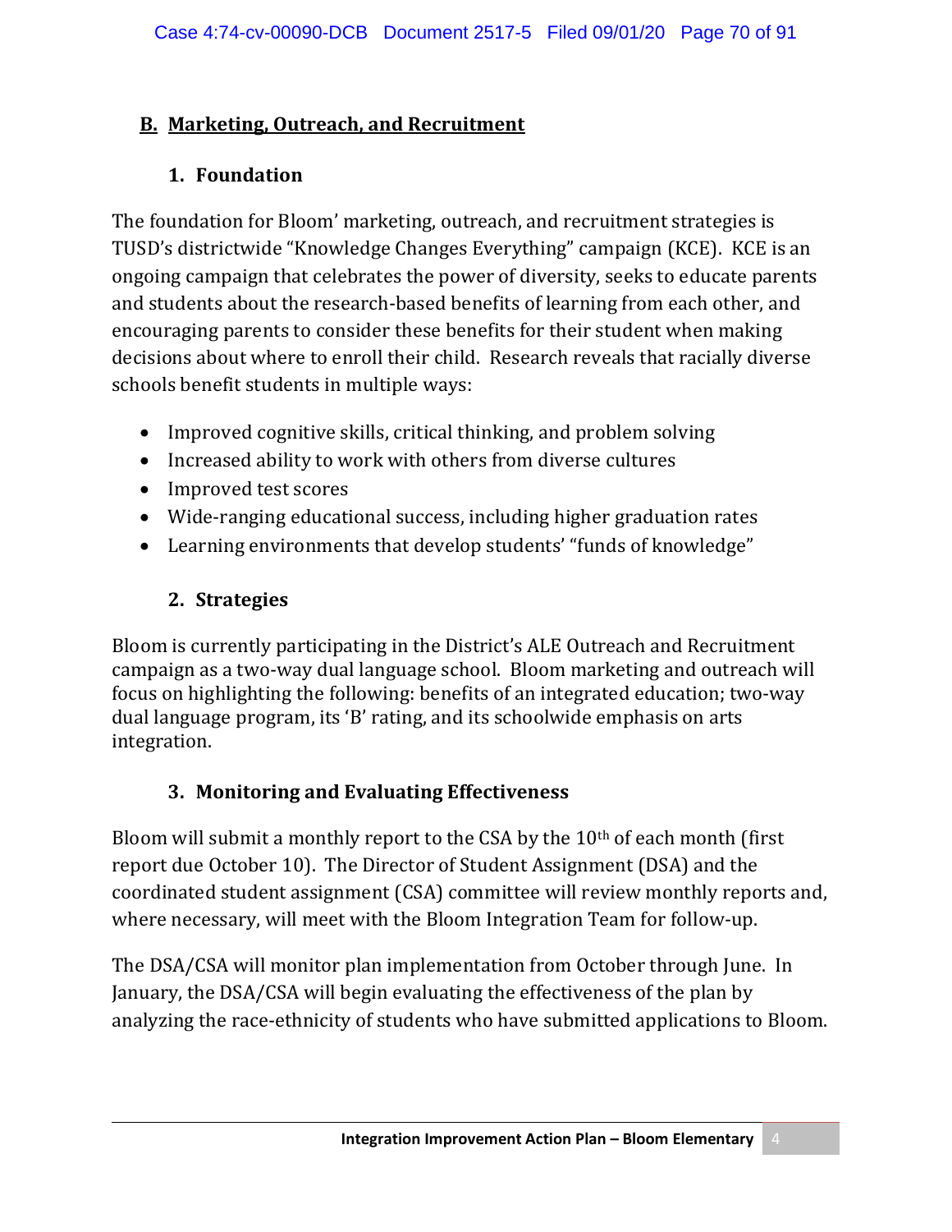## B. Marketing, Outreach, and Recruitment

### 1. Foundation

The foundation for Bloom' marketing, outreach, and recruitment strategies is TUSD's districtwide "Knowledge Changes Everything" campaign (KCE). KCE is an ongoing campaign that celebrates the power of diversity, seeks to educate parents and students about the research-based benefits of learning from each other, and encouraging parents to consider these benefits for their student when making decisions about where to enroll their child. Research reveals that racially diverse schools benefit students in multiple ways:

- Improved cognitive skills, critical thinking, and problem solving
- Increased ability to work with others from diverse cultures
- Improved test scores
- Wide-ranging educational success, including higher graduation rates
- Learning environments that develop students' "funds of knowledge"

### 2. Strategies

Bloom is currently participating in the District's ALE Outreach and Recruitment campaign as a two-way dual language school. Bloom marketing and outreach will focus on highlighting the following: benefits of an integrated education; two-way dual language program, its 'B' rating, and its schoolwide emphasis on arts integration.

### 3. Monitoring and Evaluating Effectiveness

Bloom will submit a monthly report to the CSA by the 10th of each month (first report due October 10). The Director of Student Assignment (DSA) and the coordinated student assignment (CSA) committee will review monthly reports and, where necessary, will meet with the Bloom Integration Team for follow-up.

The DSA/CSA will monitor plan implementation from October through June. In January, the DSA/CSA will begin evaluating the effectiveness of the plan by analyzing the race-ethnicity of students who have submitted applications to Bloom.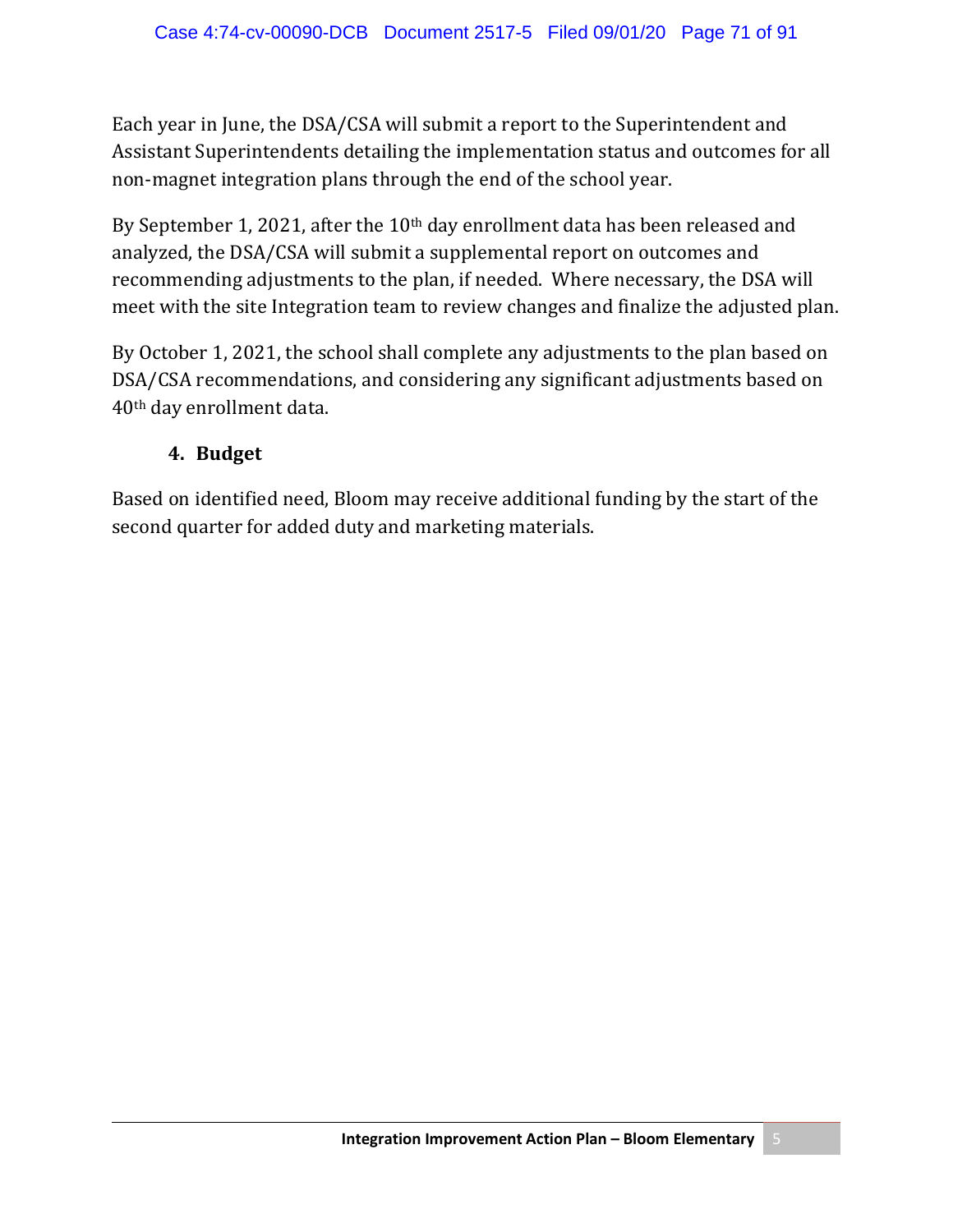Each year in June, the DSA/CSA will submit a report to the Superintendent and Assistant Superintendents detailing the implementation status and outcomes for all non-magnet integration plans through the end of the school year.

By September 1, 2021, after the 10th day enrollment data has been released and analyzed, the DSA/CSA will submit a supplemental report on outcomes and recommending adjustments to the plan, if needed. Where necessary, the DSA will meet with the site Integration team to review changes and finalize the adjusted plan.

By October 1, 2021, the school shall complete any adjustments to the plan based on DSA/CSA recommendations, and considering any significant adjustments based on 40th day enrollment data.

### 4. Budget

Based on identified need, Bloom may receive additional funding by the start of the second quarter for added duty and marketing materials.